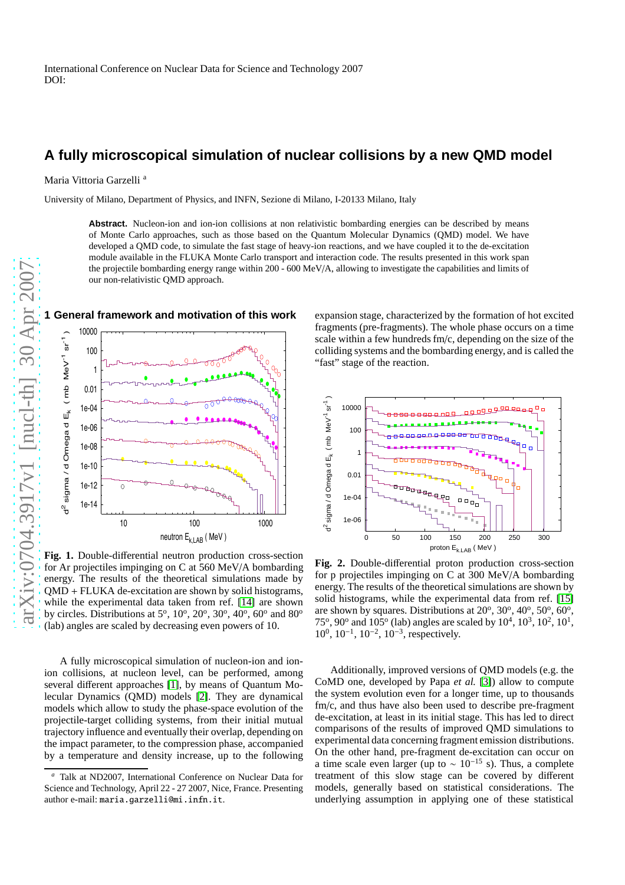International Conference on Nuclear Data for Science and Technology 2007
DOI:

# A fully microscopical simulation of nuclear collisions by a new QMD model

Maria Vittoria Garzelli [a]

University of Milano, Department of Physics, and INFN, Sezione di Milano, I-20133 Milano, Italy

**Abstract.** Nucleon-ion and ion-ion collisions at non relativistic bombarding energies can be described by means of Monte Carlo approaches, such as those based on the Quantum Molecular Dynamics (QMD) model. We have developed a QMD code, to simulate the fast stage of heavy-ion reactions, and we have coupled it to the de-excitation module available in the FLUKA Monte Carlo transport and interaction code. The results presented in this work span the projectile bombarding energy range within 200 - 600 MeV/A, allowing to investigate the capabilities and limits of our non-relativistic QMD approach.

## 1 General framework and motivation of this work

**Fig. 1.** Double-differential neutron production cross-section for Ar projectiles impinging on C at 560 MeV/A bombarding energy. The results of the theoretical simulations made by QMD + FLUKA de-excitation are shown by solid histograms, while the experimental data taken from ref. [14] are shown by circles. Distributions at $5^o$, $10^o$, $20^o$, $30^o$, $40^o$, $60^o$ and $80^o$ (lab) angles are scaled by decreasing even powers of 10.

A fully microscopical simulation of nucleon-ion and ion-ion collisions, at nucleon level, can be performed, among several different approaches [1], by means of Quantum Molecular Dynamics (QMD) models [2]. They are dynamical models which allow to study the phase-space evolution of the projectile-target colliding systems, from their initial mutual trajectory influence and eventually their overlap, depending on the impact parameter, to the compression phase, accompanied by a temperature and density increase, up to the following expansion stage, characterized by the formation of hot excited fragments (pre-fragments). The whole phase occurs on a time scale within a few hundreds fm/c, depending on the size of the colliding systems and the bombarding energy, and is called the "fast" stage of the reaction.

**Fig. 2.** Double-differential proton production cross-section for p projectiles impinging on C at 300 MeV/A bombarding energy. The results of the theoretical simulations are shown by solid histograms, while the experimental data from ref. [15] are shown by squares. Distributions at $20^o$, $30^o$, $40^o$, $50^o$, $60^o$, $75^o$, $90^o$ and $105^o$ (lab) angles are scaled by $10^4$, $10^3$, $10^2$, $10^1$, $10^0$, $10^{-1}$, $10^{-2}$, $10^{-3}$, respectively.

Additionally, improved versions of QMD models (e.g. the CoMD one, developed by Papa *et al.* [3]) allow to compute the system evolution even for a longer time, up to thousands fm/c, and thus have also been used to describe pre-fragment de-excitation, at least in its initial stage. This has led to direct comparisons of the results of improved QMD simulations to experimental data concerning fragment emission distributions. On the other hand, pre-fragment de-excitation can occur on a time scale even larger (up to $\sim 10^{-15}$ s). Thus, a complete treatment of this slow stage can be covered by different models, generally based on statistical considerations. The underlying assumption in applying one of these statistical

[a] Talk at ND2007, International Conference on Nuclear Data for Science and Technology, April 22 - 27 2007, Nice, France. Presenting author e-mail: maria.garzelli@mi.infn.it.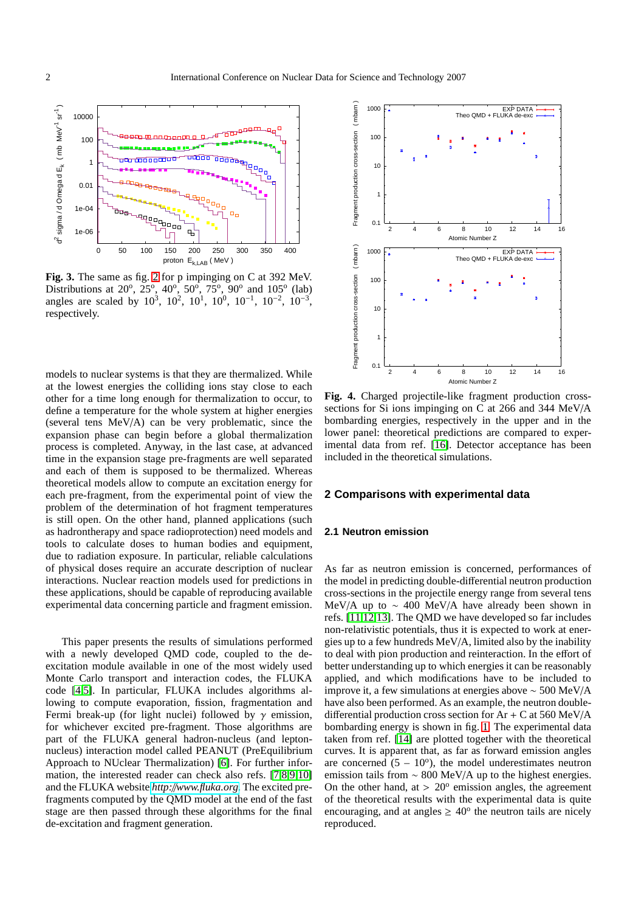**Fig. 3.** The same as fig. 2 for p impinging on C at 392 MeV. Distributions at 20°, 25°, 40°, 50°, 75°, 90° and 105° (lab) angles are scaled by $10^3$, $10^2$, $10^1$, $10^0$, $10^{-1}$, $10^{-2}$, $10^{-3}$, respectively.

models to nuclear systems is that they are thermalized. While at the lowest energies the colliding ions stay close to each other for a time long enough for thermalization to occur, to define a temperature for the whole system at higher energies (several tens MeV/A) can be very problematic, since the expansion phase can begin before a global thermalization process is completed. Anyway, in the last case, at advanced time in the expansion stage pre-fragments are well separated and each of them is supposed to be thermalized. Whereas theoretical models allow to compute an excitation energy for each pre-fragment, from the experimental point of view the problem of the determination of hot fragment temperatures is still open. On the other hand, planned applications (such as hadrontherapy and space radioprotection) need models and tools to calculate doses to human bodies and equipment, due to radiation exposure. In particular, reliable calculations of physical doses require an accurate description of nuclear interactions. Nuclear reaction models used for predictions in these applications, should be capable of reproducing available experimental data concerning particle and fragment emission.

This paper presents the results of simulations performed with a newly developed QMD code, coupled to the de-excitation module available in one of the most widely used Monte Carlo transport and interaction codes, the FLUKA code [4,5]. In particular, FLUKA includes algorithms allowing to compute evaporation, fission, fragmentation and Fermi break-up (for light nuclei) followed by $\gamma$ emission, for whichever excited pre-fragment. Those algorithms are part of the FLUKA general hadron-nucleus (and lepton-nucleus) interaction model called PEANUT (PreEquilibrium Approach to NUclear Thermalization) [6]. For further information, the interested reader can check also refs. [7,8,9,10] and the FLUKA website *http://www.fluka.org*. The excited pre-fragments computed by the QMD model at the end of the fast stage are then passed through these algorithms for the final de-excitation and fragment generation.

**Fig. 4.** Charged projectile-like fragment production cross-sections for Si ions impinging on C at 266 and 344 MeV/A bombarding energies, respectively in the upper and in the lower panel: theoretical predictions are compared to experimental data from ref. [16]. Detector acceptance has been included in the theoretical simulations.

## 2 Comparisons with experimental data

### 2.1 Neutron emission

As far as neutron emission is concerned, performances of the model in predicting double-differential neutron production cross-sections in the projectile energy range from several tens MeV/A up to ~ 400 MeV/A have already been shown in refs. [11,12,13]. The QMD we have developed so far includes non-relativistic potentials, thus it is expected to work at energies up to a few hundreds MeV/A, limited also by the inability to deal with pion production and reinteraction. In the effort of better understanding up to which energies it can be reasonably applied, and which modifications have to be included to improve it, a few simulations at energies above ~ 500 MeV/A have also been performed. As an example, the neutron double-differential production cross section for Ar + C at 560 MeV/A bombarding energy is shown in fig. 1. The experimental data taken from ref. [14] are plotted together with the theoretical curves. It is apparent that, as far as forward emission angles are concerned (5 – 10°), the model underestimates neutron emission tails from ~ 800 MeV/A up to the highest energies. On the other hand, at > 20° emission angles, the agreement of the theoretical results with the experimental data is quite encouraging, and at angles ≥ 40° the neutron tails are nicely reproduced.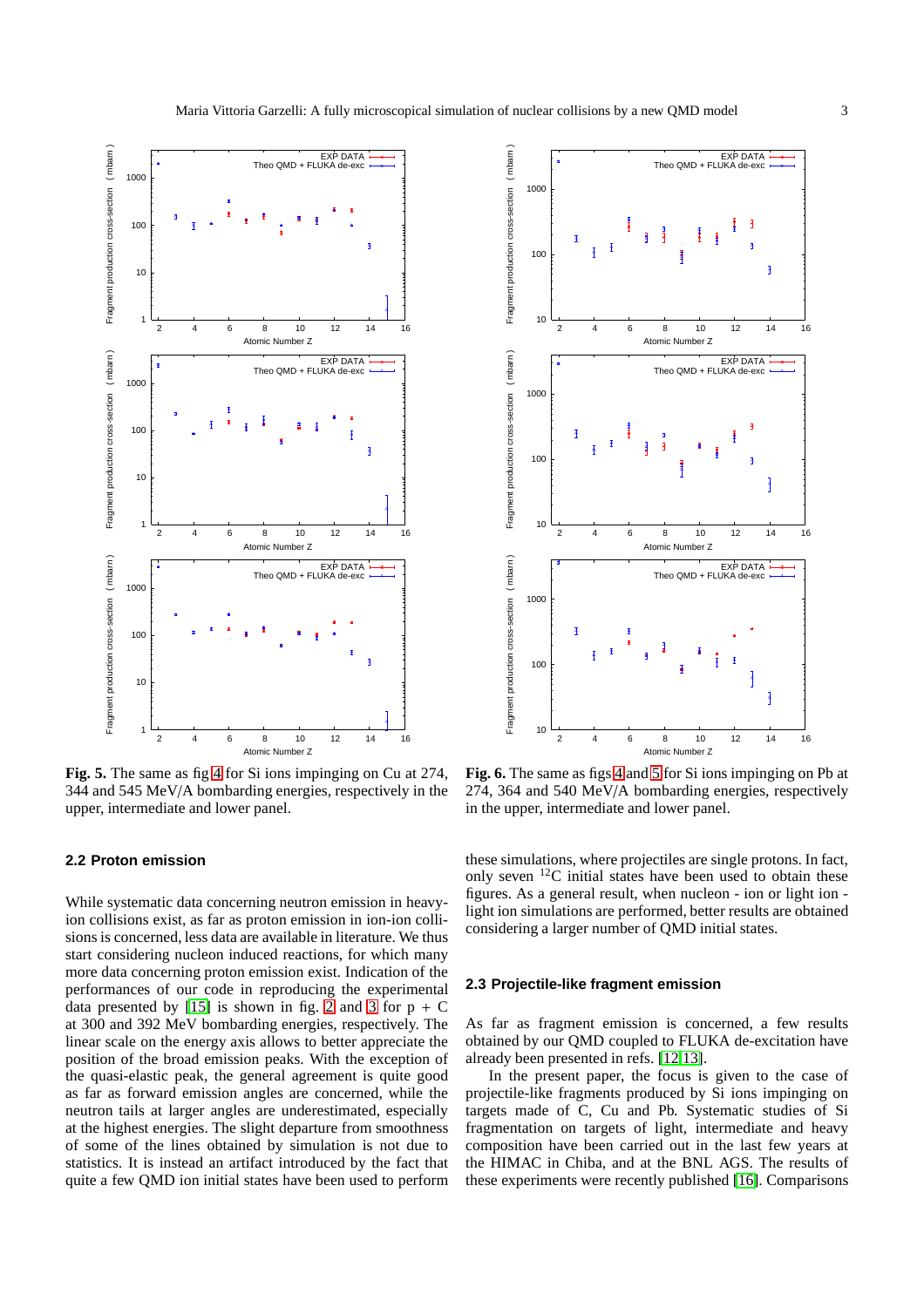**Fig. 5.** The same as fig 4 for Si ions impinging on Cu at 274, 344 and 545 MeV/A bombarding energies, respectively in the upper, intermediate and lower panel.

**Fig. 6.** The same as figs 4 and 5 for Si ions impinging on Pb at 274, 364 and 540 MeV/A bombarding energies, respectively in the upper, intermediate and lower panel.

### 2.2 Proton emission

While systematic data concerning neutron emission in heavy-ion collisions exist, as far as proton emission in ion-ion collisions is concerned, less data are available in literature. We thus start considering nucleon induced reactions, for which many more data concerning proton emission exist. Indication of the performances of our code in reproducing the experimental data presented by [15] is shown in fig. 2 and 3 for p + C at 300 and 392 MeV bombarding energies, respectively. The linear scale on the energy axis allows to better appreciate the position of the broad emission peaks. With the exception of the quasi-elastic peak, the general agreement is quite good as far as forward emission angles are concerned, while the neutron tails at larger angles are underestimated, especially at the highest energies. The slight departure from smoothness of some of the lines obtained by simulation is not due to statistics. It is instead an artifact introduced by the fact that quite a few QMD ion initial states have been used to perform these simulations, where projectiles are single protons. In fact, only seven $^{12}$C initial states have been used to obtain these figures. As a general result, when nucleon - ion or light ion - light ion simulations are performed, better results are obtained considering a larger number of QMD initial states.

### 2.3 Projectile-like fragment emission

As far as fragment emission is concerned, a few results obtained by our QMD coupled to FLUKA de-excitation have already been presented in refs. [12,13].

In the present paper, the focus is given to the case of projectile-like fragments produced by Si ions impinging on targets made of C, Cu and Pb. Systematic studies of Si fragmentation on targets of light, intermediate and heavy composition have been carried out in the last few years at the HIMAC in Chiba, and at the BNL AGS. The results of these experiments were recently published [16]. Comparisons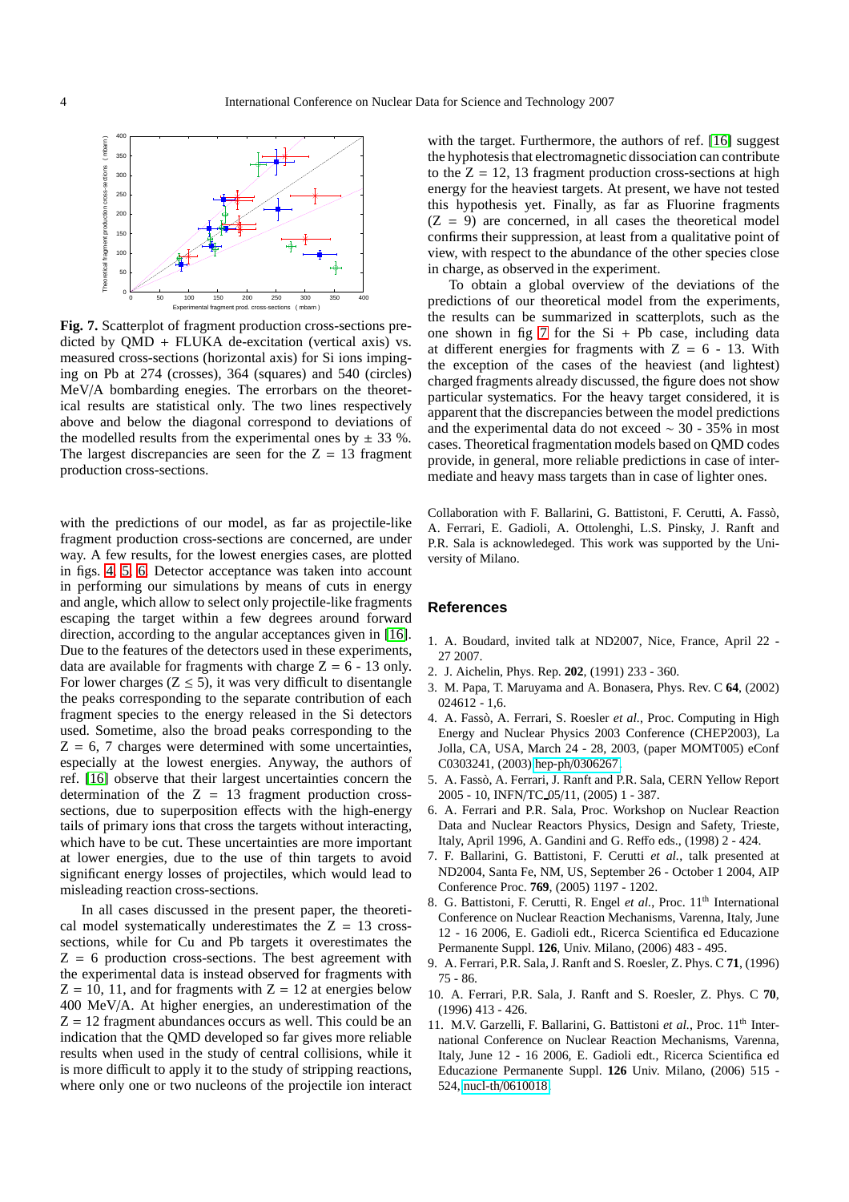**Fig. 7.** Scatterplot of fragment production cross-sections predicted by QMD + FLUKA de-excitation (vertical axis) vs. measured cross-sections (horizontal axis) for Si ions impinging on Pb at 274 (crosses), 364 (squares) and 540 (circles) MeV/A bombarding enegies. The errorbars on the theoretical results are statistical only. The two lines respectively above and below the diagonal correspond to deviations of the modelled results from the experimental ones by ± 33 %. The largest discrepancies are seen for the Z = 13 fragment production cross-sections.

with the predictions of our model, as far as projectile-like fragment production cross-sections are concerned, are under way. A few results, for the lowest energies cases, are plotted in figs. 4, 5, 6. Detector acceptance was taken into account in performing our simulations by means of cuts in energy and angle, which allow to select only projectile-like fragments escaping the target within a few degrees around forward direction, according to the angular acceptances given in [16]. Due to the features of the detectors used in these experiments, data are available for fragments with charge Z = 6 - 13 only. For lower charges ($Z \leq 5$), it was very difficult to disentangle the peaks corresponding to the separate contribution of each fragment species to the energy released in the Si detectors used. Sometime, also the broad peaks corresponding to the Z = 6, 7 charges were determined with some uncertainties, especially at the lowest energies. Anyway, the authors of ref. [16] observe that their largest uncertainties concern the determination of the Z = 13 fragment production cross-sections, due to superposition effects with the high-energy tails of primary ions that cross the targets without interacting, which have to be cut. These uncertainties are more important at lower energies, due to the use of thin targets to avoid significant energy losses of projectiles, which would lead to misleading reaction cross-sections.

In all cases discussed in the present paper, the theoretical model systematically underestimates the Z = 13 cross-sections, while for Cu and Pb targets it overestimates the Z = 6 production cross-sections. The best agreement with the experimental data is instead observed for fragments with Z = 10, 11, and for fragments with Z = 12 at energies below 400 MeV/A. At higher energies, an underestimation of the Z = 12 fragment abundances occurs as well. This could be an indication that the QMD developed so far gives more reliable results when used in the study of central collisions, while it is more difficult to apply it to the study of stripping reactions, where only one or two nucleons of the projectile ion interact with the target. Furthermore, the authors of ref. [16] suggest the hypothesis that electromagnetic dissociation can contribute to the Z = 12, 13 fragment production cross-sections at high energy for the heaviest targets. At present, we have not tested this hypothesis yet. Finally, as far as Fluorine fragments (Z = 9) are concerned, in all cases the theoretical model confirms their suppression, at least from a qualitative point of view, with respect to the abundance of the other species close in charge, as observed in the experiment.

To obtain a global overview of the deviations of the predictions of our theoretical model from the experiments, the results can be summarized in scatterplots, such as the one shown in fig 7 for the Si + Pb case, including data at different energies for fragments with Z = 6 - 13. With the exception of the cases of the heaviest (and lightest) charged fragments already discussed, the figure does not show particular systematics. For the heavy target considered, it is apparent that the discrepancies between the model predictions and the experimental data do not exceed ~ 30 - 35% in most cases. Theoretical fragmentation models based on QMD codes provide, in general, more reliable predictions in case of intermediate and heavy mass targets than in case of lighter ones.

Collaboration with F. Ballarini, G. Battistoni, F. Cerutti, A. Fassò, A. Ferrari, E. Gadioli, A. Ottolenghi, L.S. Pinsky, J. Ranft and P.R. Sala is acknowledeged. This work was supported by the University of Milano.

## References

1. A. Boudard, invited talk at ND2007, Nice, France, April 22 - 27 2007.
2. J. Aichelin, Phys. Rep. **202**, (1991) 233 - 360.
3. M. Papa, T. Maruyama and A. Bonasera, Phys. Rev. C **64**, (2002) 024612 - 1,6.
4. A. Fassò, A. Ferrari, S. Roesler *et al.*, Proc. Computing in High Energy and Nuclear Physics 2003 Conference (CHEP2003), La Jolla, CA, USA, March 24 - 28, 2003, (paper MOMT005) eConf C0303241, (2003) hep-ph/0306267.
5. A. Fassò, A. Ferrari, J. Ranft and P.R. Sala, CERN Yellow Report 2005 - 10, INFN/TC_05/11, (2005) 1 - 387.
6. A. Ferrari and P.R. Sala, Proc. Workshop on Nuclear Reaction Data and Nuclear Reactors Physics, Design and Safety, Trieste, Italy, April 1996, A. Gandini and G. Reffo eds., (1998) 2 - 424.
7. F. Ballarini, G. Battistoni, F. Cerutti *et al.*, talk presented at ND2004, Santa Fe, NM, US, September 26 - October 1 2004, AIP Conference Proc. **769**, (2005) 1197 - 1202.
8. G. Battistoni, F. Cerutti, R. Engel *et al.*, Proc. 11th International Conference on Nuclear Reaction Mechanisms, Varenna, Italy, June 12 - 16 2006, E. Gadioli edt., Ricerca Scientifica ed Educazione Permanente Suppl. **126**, Univ. Milano, (2006) 483 - 495.
9. A. Ferrari, P.R. Sala, J. Ranft and S. Roesler, Z. Phys. C **71**, (1996) 75 - 86.
10. A. Ferrari, P.R. Sala, J. Ranft and S. Roesler, Z. Phys. C **70**, (1996) 413 - 426.
11. M.V. Garzelli, F. Ballarini, G. Battistoni *et al.*, Proc. 11th International Conference on Nuclear Reaction Mechanisms, Varenna, Italy, June 12 - 16 2006, E. Gadioli edt., Ricerca Scientifica ed Educazione Permanente Suppl. **126** Univ. Milano, (2006) 515 - 524, nucl-th/0610018.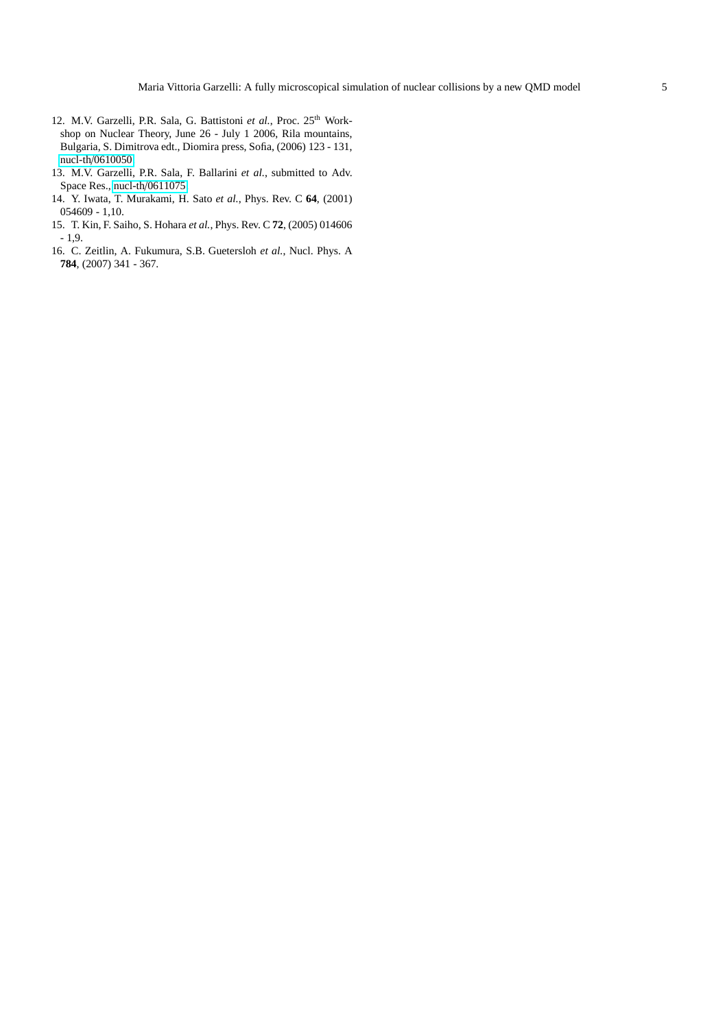12. M.V. Garzelli, P.R. Sala, G. Battistoni *et al.*, Proc. 25$^{th}$ Workshop on Nuclear Theory, June 26 - July 1 2006, Rila mountains, Bulgaria, S. Dimitrova edt., Diomira press, Sofia, (2006) 123 - 131, nucl-th/0610050
13. M.V. Garzelli, P.R. Sala, F. Ballarini *et al.*, submitted to Adv. Space Res., nucl-th/0611075
14. Y. Iwata, T. Murakami, H. Sato *et al.*, Phys. Rev. C **64**, (2001) 054609 - 1,10.
15. T. Kin, F. Saiho, S. Hohara *et al.*, Phys. Rev. C **72**, (2005) 014606 - 1,9.
16. C. Zeitlin, A. Fukumura, S.B. Guetersloh *et al.*, Nucl. Phys. A **784**, (2007) 341 - 367.